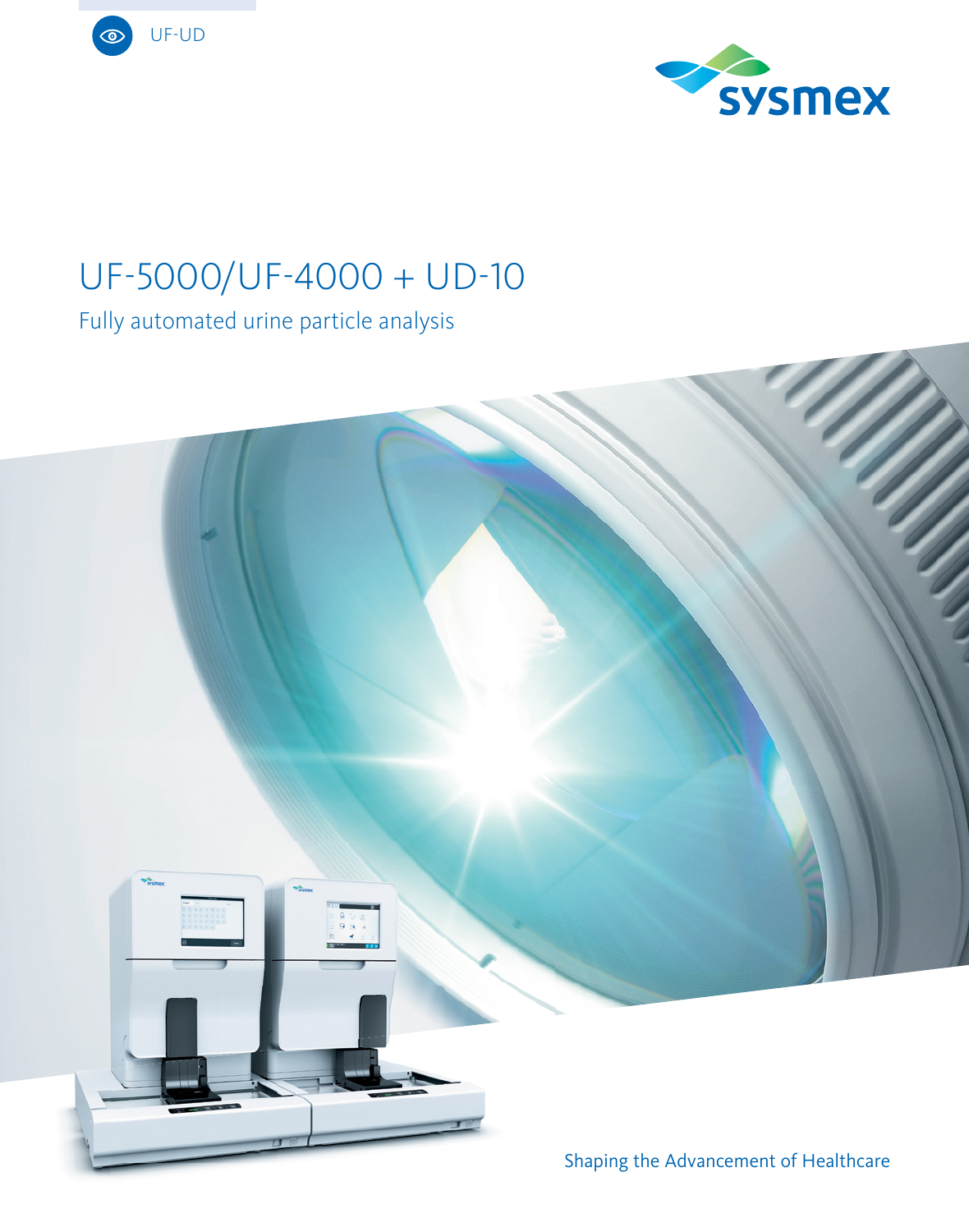UF-UD

sysmex

# UF-5000/UF-4000 + UD-10

Fully automated urine particle analysis

Shaping the Advancement of Healthcare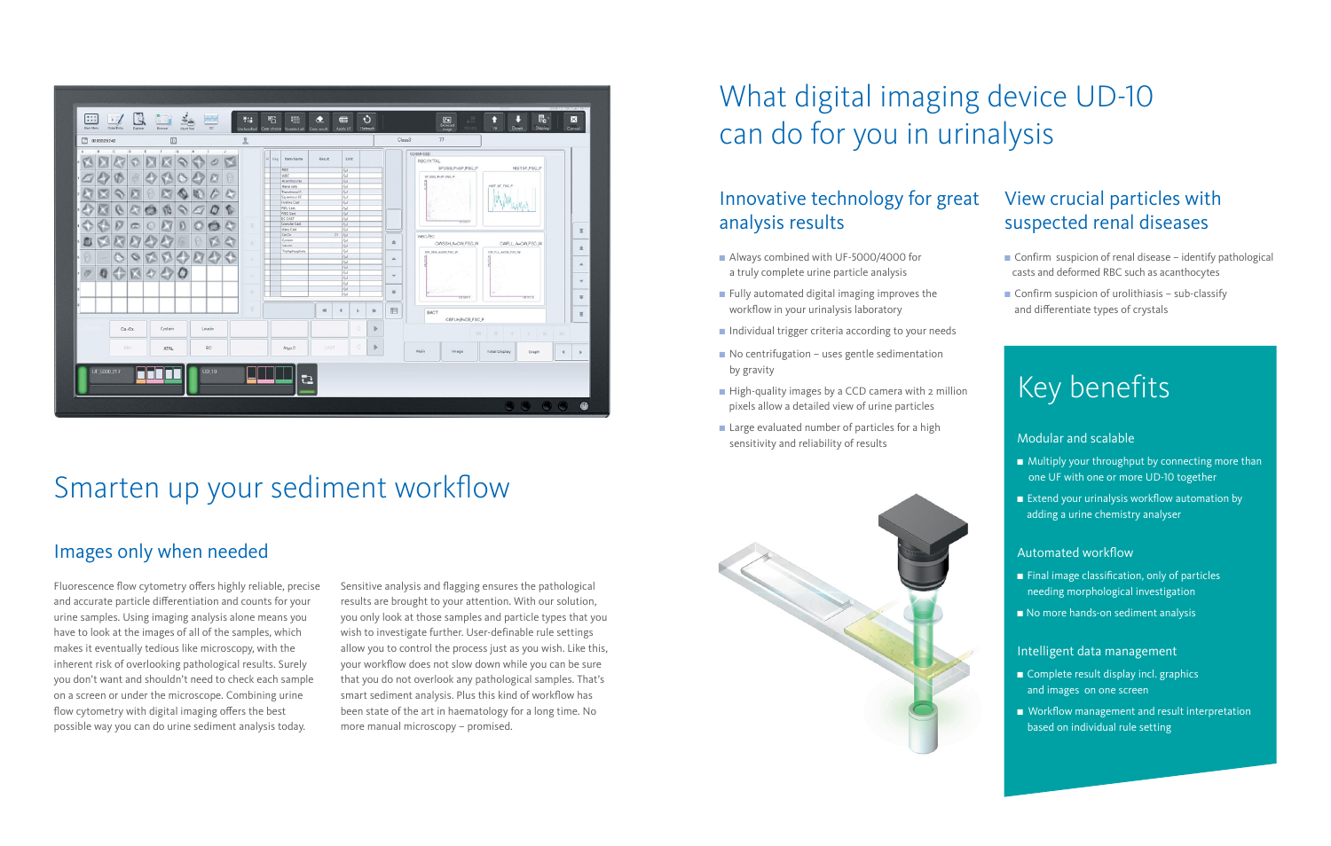# Smarten up your sediment workflow

## Images only when needed

Fluorescence flow cytometry offers highly reliable, precise and accurate particle differentiation and counts for your urine samples. Using imaging analysis alone means you have to look at the images of all of the samples, which makes it eventually tedious like microscopy, with the inherent risk of overlooking pathological results. Surely you don't want and shouldn't need to check each sample on a screen or under the microscope. Combining urine flow cytometry with digital imaging offers the best possible way you can do urine sediment analysis today.

Sensitive analysis and flagging ensures the pathological results are brought to your attention. With our solution, you only look at those samples and particle types that you wish to investigate further. User-definable rule settings allow you to control the process just as you wish. Like this, your workflow does not slow down while you can be sure that you do not overlook any pathological samples. That's smart sediment analysis. Plus this kind of workflow has been state of the art in haematology for a long time. No more manual microscopy – promised.

# What digital imaging device UD-10 can do for you in urinalysis

## Innovative technology for great analysis results

- Always combined with UF-5000/4000 for a truly complete urine particle analysis
- Fully automated digital imaging improves the workflow in your urinalysis laboratory
- Individual trigger criteria according to your needs
- No centrifugation – uses gentle sedimentation by gravity
- High-quality images by a CCD camera with 2 million pixels allow a detailed view of urine particles
- Large evaluated number of particles for a high sensitivity and reliability of results

## View crucial particles with suspected renal diseases

- Confirm suspicion of renal disease – identify pathological casts and deformed RBC such as acanthocytes
- Confirm suspicion of urolithiasis – sub-classify and differentiate types of crystals

# Key benefits

### Modular and scalable

- Multiply your throughput by connecting more than one UF with one or more UD-10 together
- Extend your urinalysis workflow automation by adding a urine chemistry analyser

### Automated workflow

- Final image classification, only of particles needing morphological investigation
- No more hands-on sediment analysis

### Intelligent data management

- Complete result display incl. graphics and images on one screen
- Workflow management and result interpretation based on individual rule setting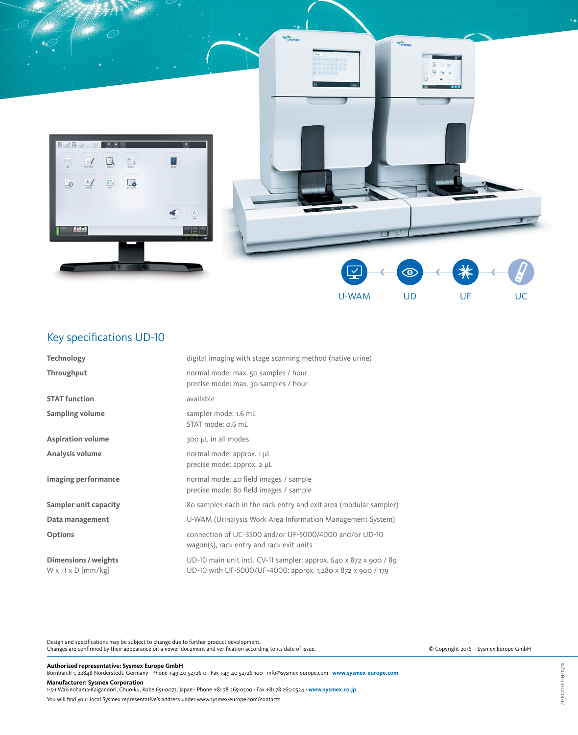U-WAM UD UF UC

## Key specifications UD-10

| | |
|---|---|
| **Technology** | digital imaging with stage scanning method (native urine) |
| **Throughput** | normal mode: max. 50 samples / hour<br>precise mode: max. 30 samples / hour |
| **STAT function** | available |
| **Sampling volume** | sampler mode: 1.6 mL<br>STAT mode: 0.6 mL |
| **Aspiration volume** | 300 µL in all modes |
| **Analysis volume** | normal mode: approx. 1 µL<br>precise mode: approx. 2 µL |
| **Imaging performance** | normal mode: 40 field images / sample<br>precise mode: 80 field images / sample |
| **Sampler unit capacity** | 80 samples each in the rack entry and exit area (modular sampler) |
| **Data management** | U-WAM (Urinalysis Work Area Information Management System) |
| **Options** | connection of UC-3500 and/or UF-5000/4000 and/or UD-10 wagon(s), rack entry and rack exit units |
| **Dimensions / weights**<br>W x H x D [mm/kg] | UD-10 main unit incl. CV-11 sampler: approx. 640 x 872 x 900 / 89<br>UD-10 with UF-5000/UF-4000: approx. 1,280 x 872 x 900 / 179 |

Design and specifications may be subject to change due to further product development.
Changes are confirmed by their appearance on a newer document and verification according to its date of issue.

© Copyright 2016 – Sysmex Europe GmbH

**Authorised representative: Sysmex Europe GmbH**
Bornbarch 1, 22848 Norderstedt, Germany · Phone +49 40 52726-0 · Fax +49 40 52726-100 · info@sysmex-europe.com · **www.sysmex-europe.com**

**Manufacturer: Sysmex Corporation**
1-5-1 Wakinohama-Kaigandori, Chuo-ku, Kobe 651-0073, Japan · Phone +81 78 265-0500 · Fax +81 78 265-0524 · **www.sysmex.co.jp**

You will find your local Sysmex representative's address under www.sysmex-europe.com/contacts

ZE001273 EN N 05/16